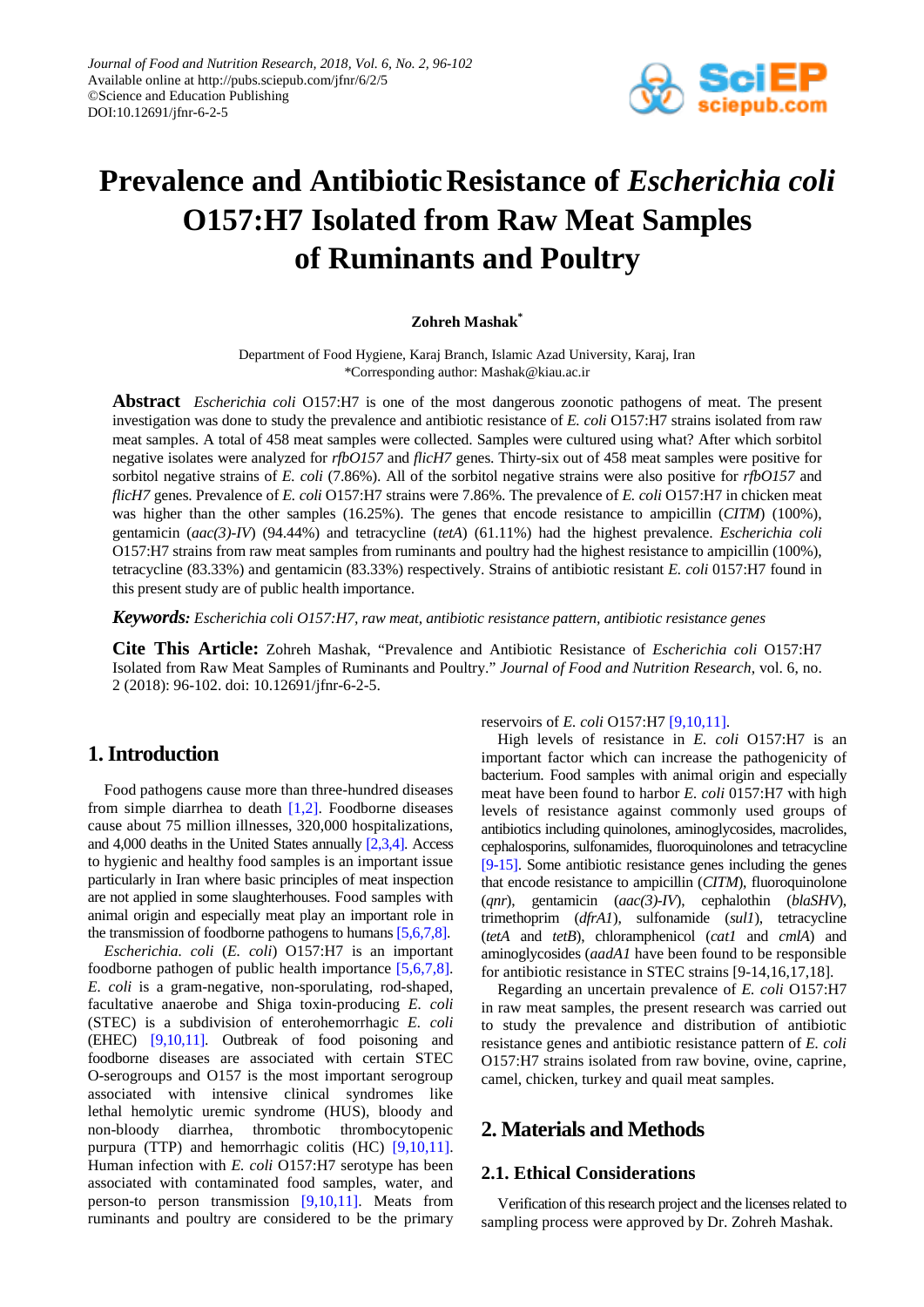# Prevalence and Antibiotic Resistance of *Escherichia coli* O157:H7 Isolated from Raw Meat Samples of Ruminants and Poultry

**Zohreh Mashak[*]**

Department of Food Hygiene, Karaj Branch, Islamic Azad University, Karaj, Iran
*Corresponding author: Mashak@kiau.ac.ir

**Abstract** *Escherichia coli* O157:H7 is one of the most dangerous zoonotic pathogens of meat. The present investigation was done to study the prevalence and antibiotic resistance of *E. coli* O157:H7 strains isolated from raw meat samples. A total of 458 meat samples were collected. Samples were cultured using what? After which sorbitol negative isolates were analyzed for *rfbO157* and *flicH7* genes. Thirty-six out of 458 meat samples were positive for sorbitol negative strains of *E. coli* (7.86%). All of the sorbitol negative strains were also positive for *rfbO157* and *flicH7* genes. Prevalence of *E. coli* O157:H7 strains were 7.86%. The prevalence of *E. coli* O157:H7 in chicken meat was higher than the other samples (16.25%). The genes that encode resistance to ampicillin (*CITM*) (100%), gentamicin (*aac(3)-IV*) (94.44%) and tetracycline (*tetA*) (61.11%) had the highest prevalence. *Escherichia coli* O157:H7 strains from raw meat samples from ruminants and poultry had the highest resistance to ampicillin (100%), tetracycline (83.33%) and gentamicin (83.33%) respectively. Strains of antibiotic resistant *E. coli* 0157:H7 found in this present study are of public health importance.

***Keywords:*** *Escherichia coli O157:H7, raw meat, antibiotic resistance pattern, antibiotic resistance genes*

**Cite This Article:** Zohreh Mashak, "Prevalence and Antibiotic Resistance of *Escherichia coli* O157:H7 Isolated from Raw Meat Samples of Ruminants and Poultry." *Journal of Food and Nutrition Research*, vol. 6, no. 2 (2018): 96-102. doi: 10.12691/jfnr-6-2-5.

## 1. Introduction

Food pathogens cause more than three-hundred diseases from simple diarrhea to death [1,2]. Foodborne diseases cause about 75 million illnesses, 320,000 hospitalizations, and 4,000 deaths in the United States annually [2,3,4]. Access to hygienic and healthy food samples is an important issue particularly in Iran where basic principles of meat inspection are not applied in some slaughterhouses. Food samples with animal origin and especially meat play an important role in the transmission of foodborne pathogens to humans [5,6,7,8].

*Escherichia. coli* (*E. coli*) O157:H7 is an important foodborne pathogen of public health importance [5,6,7,8]. *E. coli* is a gram-negative, non-sporulating, rod-shaped, facultative anaerobe and Shiga toxin-producing *E. coli* (STEC) is a subdivision of enterohemorrhagic *E. coli* (EHEC) [9,10,11]. Outbreak of food poisoning and foodborne diseases are associated with certain STEC O-serogroups and O157 is the most important serogroup associated with intensive clinical syndromes like lethal hemolytic uremic syndrome (HUS), bloody and non-bloody diarrhea, thrombotic thrombocytopenic purpura (TTP) and hemorrhagic colitis (HC) [9,10,11]. Human infection with *E. coli* O157:H7 serotype has been associated with contaminated food samples, water, and person-to person transmission [9,10,11]. Meats from ruminants and poultry are considered to be the primary reservoirs of *E. coli* O157:H7 [9,10,11].

High levels of resistance in *E. coli* O157:H7 is an important factor which can increase the pathogenicity of bacterium. Food samples with animal origin and especially meat have been found to harbor *E. coli* 0157:H7 with high levels of resistance against commonly used groups of antibiotics including quinolones, aminoglycosides, macrolides, cephalosporins, sulfonamides, fluoroquinolones and tetracycline [9-15]. Some antibiotic resistance genes including the genes that encode resistance to ampicillin (*CITM*), fluoroquinolone (*qnr*), gentamicin (*aac(3)-IV*), cephalothin (*blaSHV*), trimethoprim (*dfrA1*), sulfonamide (*sul1*), tetracycline (*tetA* and *tetB*), chloramphenicol (*cat1* and *cmlA*) and aminoglycosides (*aadA1* have been found to be responsible for antibiotic resistance in STEC strains [9-14,16,17,18].

Regarding an uncertain prevalence of *E. coli* O157:H7 in raw meat samples, the present research was carried out to study the prevalence and distribution of antibiotic resistance genes and antibiotic resistance pattern of *E. coli* O157:H7 strains isolated from raw bovine, ovine, caprine, camel, chicken, turkey and quail meat samples.

## 2. Materials and Methods

### 2.1. Ethical Considerations

Verification of this research project and the licenses related to sampling process were approved by Dr. Zohreh Mashak.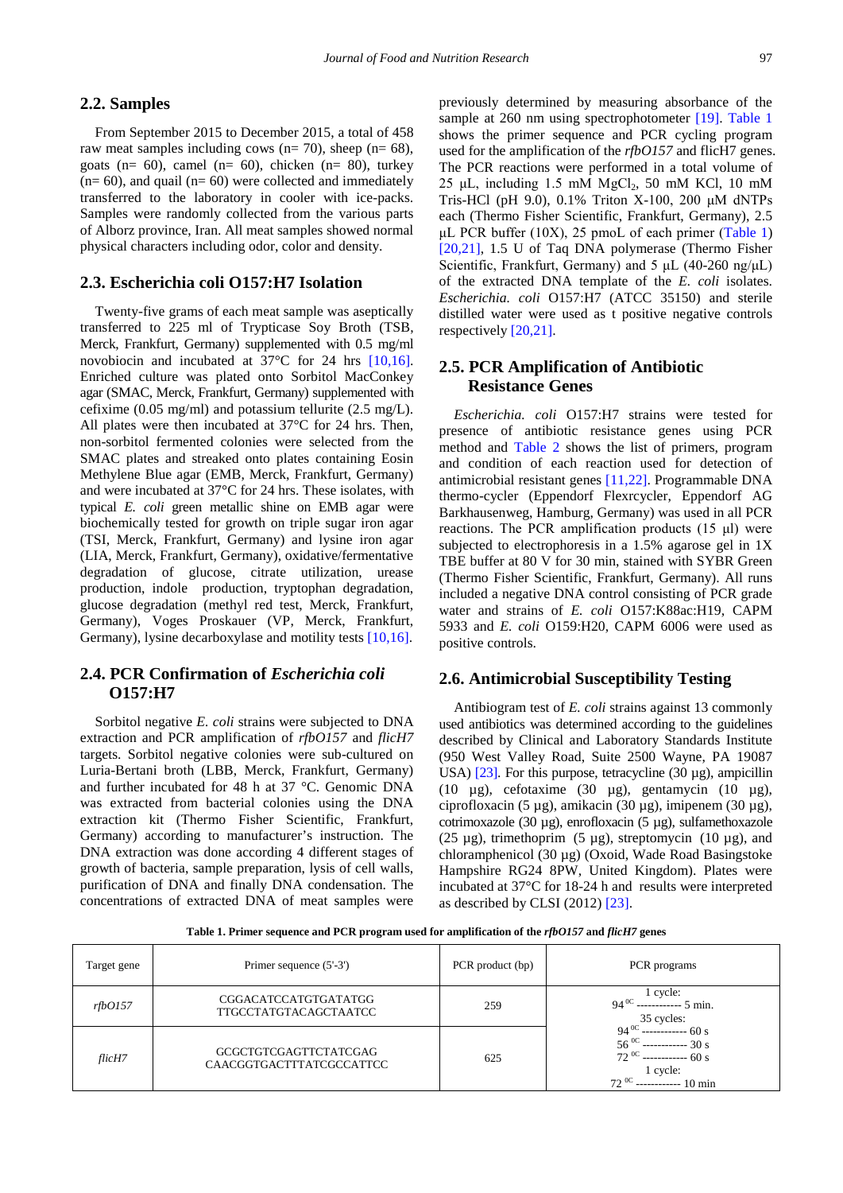## 2.2. Samples

From September 2015 to December 2015, a total of 458 raw meat samples including cows (n= 70), sheep (n= 68), goats (n= 60), camel (n= 60), chicken (n= 80), turkey (n= 60), and quail (n= 60) were collected and immediately transferred to the laboratory in cooler with ice-packs. Samples were randomly collected from the various parts of Alborz province, Iran. All meat samples showed normal physical characters including odor, color and density.

## 2.3. Escherichia coli O157:H7 Isolation

Twenty-five grams of each meat sample was aseptically transferred to 225 ml of Trypticase Soy Broth (TSB, Merck, Frankfurt, Germany) supplemented with 0.5 mg/ml novobiocin and incubated at 37°C for 24 hrs [10,16]. Enriched culture was plated onto Sorbitol MacConkey agar (SMAC, Merck, Frankfurt, Germany) supplemented with cefixime (0.05 mg/ml) and potassium tellurite (2.5 mg/L). All plates were then incubated at 37°C for 24 hrs. Then, non-sorbitol fermented colonies were selected from the SMAC plates and streaked onto plates containing Eosin Methylene Blue agar (EMB, Merck, Frankfurt, Germany) and were incubated at 37°C for 24 hrs. These isolates, with typical *E. coli* green metallic shine on EMB agar were biochemically tested for growth on triple sugar iron agar (TSI, Merck, Frankfurt, Germany) and lysine iron agar (LIA, Merck, Frankfurt, Germany), oxidative/fermentative degradation of glucose, citrate utilization, urease production, indole production, tryptophan degradation, glucose degradation (methyl red test, Merck, Frankfurt, Germany), Voges Proskauer (VP, Merck, Frankfurt, Germany), lysine decarboxylase and motility tests [10,16].

## 2.4. PCR Confirmation of *Escherichia coli* O157:H7

Sorbitol negative *E. coli* strains were subjected to DNA extraction and PCR amplification of *rfbO157* and *flicH7* targets. Sorbitol negative colonies were sub-cultured on Luria-Bertani broth (LBB, Merck, Frankfurt, Germany) and further incubated for 48 h at 37 °C. Genomic DNA was extracted from bacterial colonies using the DNA extraction kit (Thermo Fisher Scientific, Frankfurt, Germany) according to manufacturer's instruction. The DNA extraction was done according 4 different stages of growth of bacteria, sample preparation, lysis of cell walls, purification of DNA and finally DNA condensation. The concentrations of extracted DNA of meat samples were previously determined by measuring absorbance of the sample at 260 nm using spectrophotometer [19]. Table 1 shows the primer sequence and PCR cycling program used for the amplification of the *rfbO157* and flicH7 genes. The PCR reactions were performed in a total volume of 25 µL, including 1.5 mM $MgCl_2$, 50 mM KCl, 10 mM Tris-HCl (pH 9.0), 0.1% Triton X-100, 200 µM dNTPs each (Thermo Fisher Scientific, Frankfurt, Germany), 2.5 µL PCR buffer (10X), 25 pmoL of each primer (Table 1) [20,21], 1.5 U of Taq DNA polymerase (Thermo Fisher Scientific, Frankfurt, Germany) and 5 µL (40-260 ng/µL) of the extracted DNA template of the *E. coli* isolates. *Escherichia. coli* O157:H7 (ATCC 35150) and sterile distilled water were used as t positive negative controls respectively [20,21].

## 2.5. PCR Amplification of Antibiotic Resistance Genes

*Escherichia. coli* O157:H7 strains were tested for presence of antibiotic resistance genes using PCR method and Table 2 shows the list of primers, program and condition of each reaction used for detection of antimicrobial resistant genes [11,22]. Programmable DNA thermo-cycler (Eppendorf Flexrcycler, Eppendorf AG Barkhausenweg, Hamburg, Germany) was used in all PCR reactions. The PCR amplification products (15 µl) were subjected to electrophoresis in a 1.5% agarose gel in 1X TBE buffer at 80 V for 30 min, stained with SYBR Green (Thermo Fisher Scientific, Frankfurt, Germany). All runs included a negative DNA control consisting of PCR grade water and strains of *E. coli* O157:K88ac:H19, CAPM 5933 and *E. coli* O159:H20, CAPM 6006 were used as positive controls.

## 2.6. Antimicrobial Susceptibility Testing

Antibiogram test of *E. coli* strains against 13 commonly used antibiotics was determined according to the guidelines described by Clinical and Laboratory Standards Institute (950 West Valley Road, Suite 2500 Wayne, PA 19087 USA) [23]. For this purpose, tetracycline (30 µg), ampicillin (10 µg), cefotaxime (30 µg), gentamycin (10 µg), ciprofloxacin (5 µg), amikacin (30 µg), imipenem (30 µg), cotrimoxazole (30 µg), enrofloxacin (5 µg), sulfamethoxazole (25 µg), trimethoprim (5 µg), streptomycin (10 µg), and chloramphenicol (30 µg) (Oxoid, Wade Road Basingstoke Hampshire RG24 8PW, United Kingdom). Plates were incubated at 37°C for 18-24 h and results were interpreted as described by CLSI (2012) [23].

**Table 1. Primer sequence and PCR program used for amplification of the *rfbO157* and *flicH7* genes**

| Target gene | Primer sequence (5'-3') | PCR product (bp) | PCR programs |
|---|---|---|---|
| *rfbO157* | CGGACATCCATGTGATATGG<br>TTGCCTATGTACAGCTAATCC | 259 | 1 cycle:<br>94 °C ------------ 5 min.<br>35 cycles:<br>94 °C ------------ 60 s<br>56 °C ------------ 30 s<br>72 °C ------------ 60 s<br>1 cycle:<br>72 °C ------------ 10 min |
| *flicH7* | GCGCTGTCGAGTTCTATCGAG<br>CAACGGTGACTTTATCGCCATTCC | 625 | |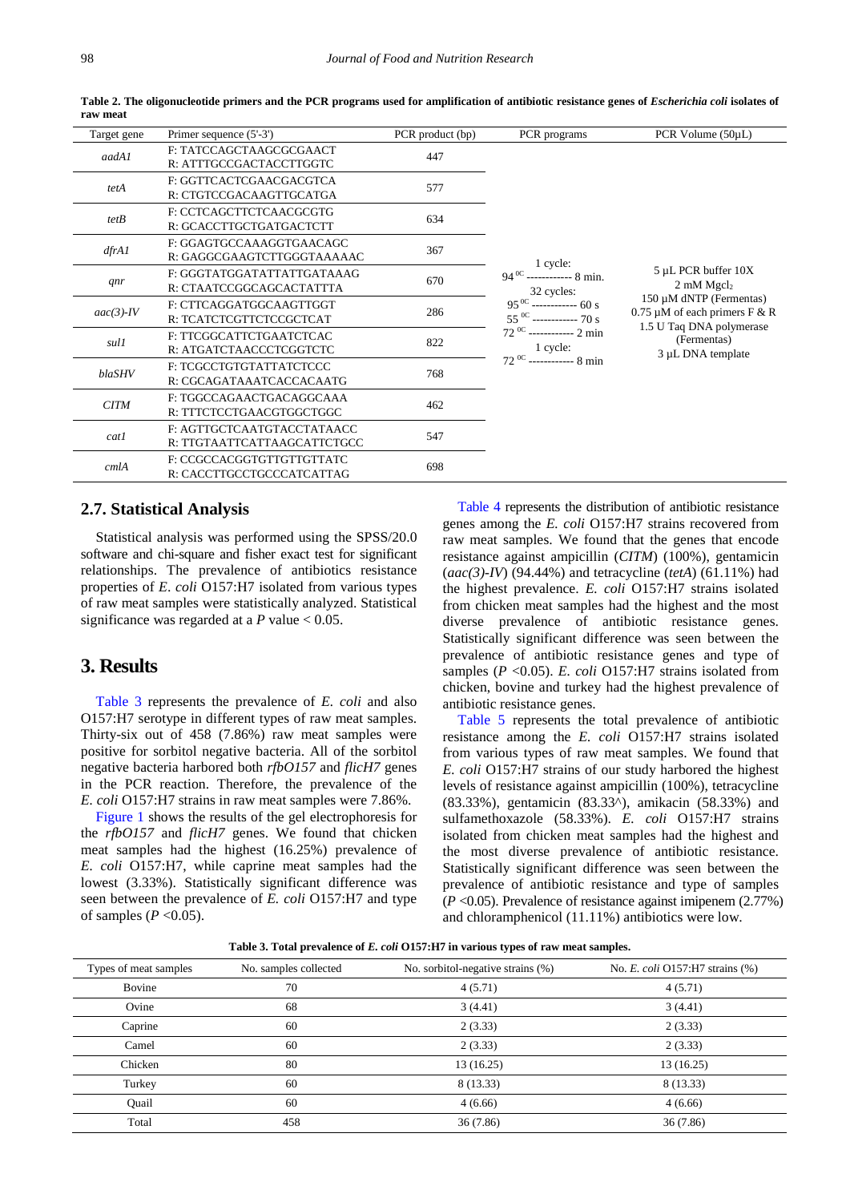**Table 2. The oligonucleotide primers and the PCR programs used for amplification of antibiotic resistance genes of *Escherichia coli* isolates of raw meat**

| Target gene | Primer sequence (5'-3') | PCR product (bp) | PCR programs | PCR Volume (50μL) |
|---|---|---|---|---|
| *aadA1* | F: TATCCAGCTAAGCGCGAACT<br>R: ATTTGCCGACTACCTTGGTC | 447 | 1 cycle:<br>94 $^{0C}$ ------------ 8 min.<br>32 cycles:<br>95 $^{0C}$ ------------ 60 s<br>55 $^{0C}$ ------------ 70 s<br>72 $^{0C}$ ------------ 2 min<br>1 cycle:<br>72 $^{0C}$ ------------ 8 min | 5 μL PCR buffer 10X<br>2 mM $Mgcl_2$<br>150 μM dNTP (Fermentas)<br>0.75 μM of each primers F & R<br>1.5 U Taq DNA polymerase (Fermentas)<br>3 μL DNA template |
| *tetA* | F: GGTTCACTCGAACGACGTCA<br>R: CTGTCCGACAAGTTGCATGA | 577 | | |
| *tetB* | F: CCTCAGCTTCTCAACGCGTG<br>R: GCACCTTGCTGATGACTCTT | 634 | | |
| *dfrA1* | F: GGAGTGCCAAAGGTGAACAGC<br>R: GAGGCGAAGTCTTGGGTAAAAAC | 367 | | |
| *qnr* | F: GGGTATGGATATTATTGATAAAG<br>R: CTAATCCGGCAGCACTATTA | 670 | | |
| *aac(3)-IV* | F: CTTCAGGATGGCAAGTTGGT<br>R: TCATCTCGTTCTCCGCTCAT | 286 | | |
| *sul1* | F: TTCGGCATTCTGAATCTCAC<br>R: ATGATCTAACCCTCGGTCTC | 822 | | |
| *blaSHV* | F: TCGCCTGTGTATTATCTCCC<br>R: CGCAGATAAATCACCACAATG | 768 | | |
| *CITM* | F: TGGCCAGAACTGACAGGCAAA<br>R: TTTCTCCTGAACGTGGCTGGC | 462 | | |
| *cat1* | F: AGTTGCTCAATGTACCTATAACC<br>R: TTGTAATTCATTAAGCATTCTGCC | 547 | | |
| *cmlA* | F: CCGCCACGGTGTTGTTGTTATC<br>R: CACCTTGCCTGCCCATCATTAG | 698 | | |

## 2.7. Statistical Analysis

Statistical analysis was performed using the SPSS/20.0 software and chi-square and fisher exact test for significant relationships. The prevalence of antibiotics resistance properties of *E. coli* O157:H7 isolated from various types of raw meat samples were statistically analyzed. Statistical significance was regarded at a $P$ value < 0.05.

# 3. Results

Table 3 represents the prevalence of *E. coli* and also O157:H7 serotype in different types of raw meat samples. Thirty-six out of 458 (7.86%) raw meat samples were positive for sorbitol negative bacteria. All of the sorbitol negative bacteria harbored both *rfbO157* and *flicH7* genes in the PCR reaction. Therefore, the prevalence of the *E. coli* O157:H7 strains in raw meat samples were 7.86%.

Figure 1 shows the results of the gel electrophoresis for the *rfbO157* and *flicH7* genes. We found that chicken meat samples had the highest (16.25%) prevalence of *E. coli* O157:H7, while caprine meat samples had the lowest (3.33%). Statistically significant difference was seen between the prevalence of *E. coli* O157:H7 and type of samples ($P$ <0.05).

Table 4 represents the distribution of antibiotic resistance genes among the *E. coli* O157:H7 strains recovered from raw meat samples. We found that the genes that encode resistance against ampicillin (*CITM*) (100%), gentamicin (*aac(3)-IV*) (94.44%) and tetracycline (*tetA*) (61.11%) had the highest prevalence. *E. coli* O157:H7 strains isolated from chicken meat samples had the highest and the most diverse prevalence of antibiotic resistance genes. Statistically significant difference was seen between the prevalence of antibiotic resistance genes and type of samples ($P$ <0.05). *E. coli* O157:H7 strains isolated from chicken, bovine and turkey had the highest prevalence of antibiotic resistance genes.

Table 5 represents the total prevalence of antibiotic resistance among the *E. coli* O157:H7 strains isolated from various types of raw meat samples. We found that *E. coli* O157:H7 strains of our study harbored the highest levels of resistance against ampicillin (100%), tetracycline (83.33%), gentamicin (83.33^), amikacin (58.33%) and sulfamethoxazole (58.33%). *E. coli* O157:H7 strains isolated from chicken meat samples had the highest and the most diverse prevalence of antibiotic resistance. Statistically significant difference was seen between the prevalence of antibiotic resistance and type of samples ($P$ <0.05). Prevalence of resistance against imipenem (2.77%) and chloramphenicol (11.11%) antibiotics were low.

**Table 3. Total prevalence of *E. coli* O157:H7 in various types of raw meat samples.**

| Types of meat samples | No. samples collected | No. sorbitol-negative strains (%) | No. *E. coli* O157:H7 strains (%) |
|---|---|---|---|
| Bovine | 70 | 4 (5.71) | 4 (5.71) |
| Ovine | 68 | 3 (4.41) | 3 (4.41) |
| Caprine | 60 | 2 (3.33) | 2 (3.33) |
| Camel | 60 | 2 (3.33) | 2 (3.33) |
| Chicken | 80 | 13 (16.25) | 13 (16.25) |
| Turkey | 60 | 8 (13.33) | 8 (13.33) |
| Quail | 60 | 4 (6.66) | 4 (6.66) |
| Total | 458 | 36 (7.86) | 36 (7.86) |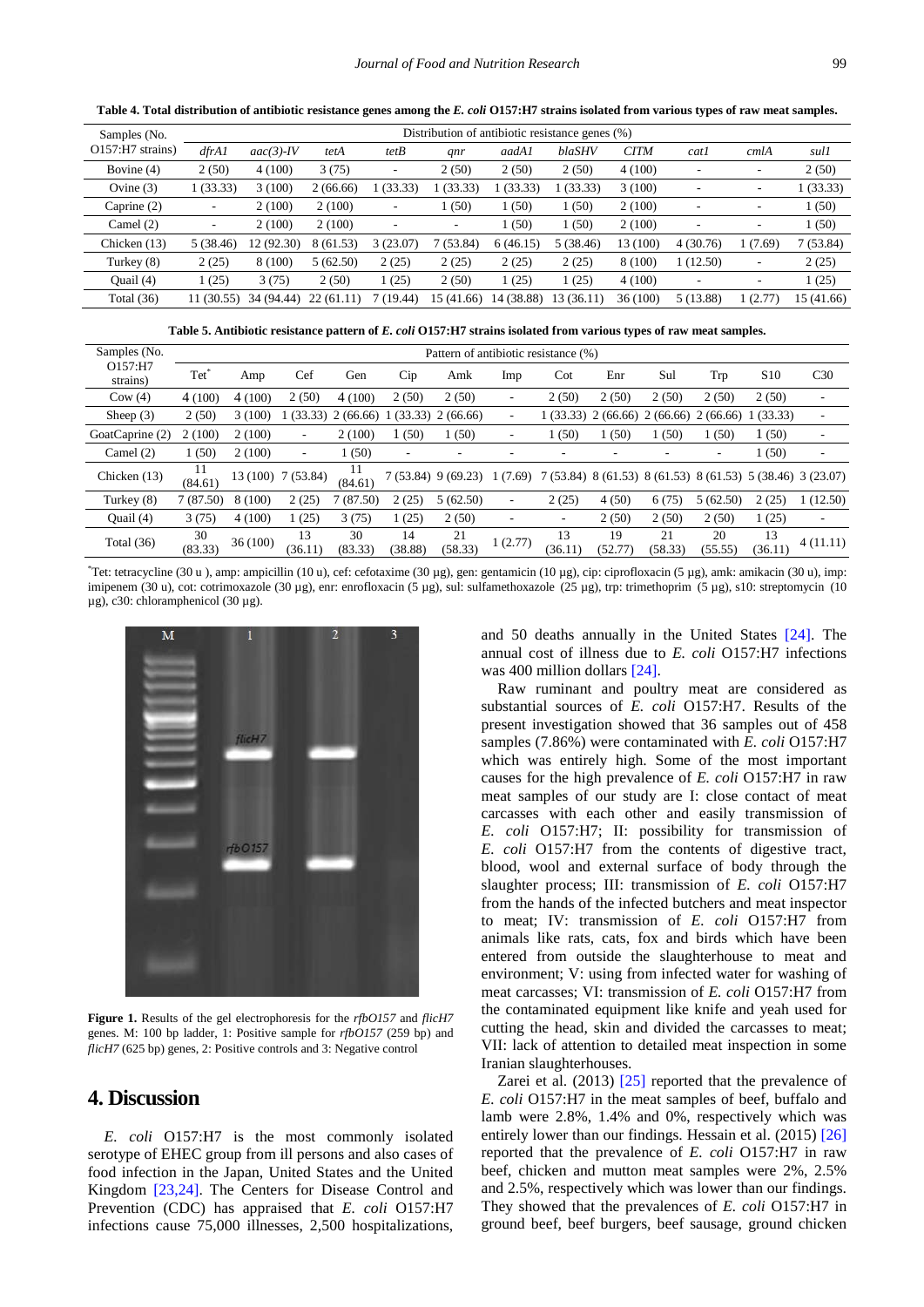**Table 4. Total distribution of antibiotic resistance genes among the *E. coli* O157:H7 strains isolated from various types of raw meat samples.**

| Samples (No. O157:H7 strains) | Distribution of antibiotic resistance genes (%) | | | | | | | | | | |
|---|---|---|---|---|---|---|---|---|---|---|---|
| | *dfrA1* | *aac(3)-IV* | *tetA* | *tetB* | *qnr* | *aadA1* | *blaSHV* | *CITM* | *cat1* | *cmlA* | *sul1* |
| Bovine (4) | 2 (50) | 4 (100) | 3 (75) | - | 2 (50) | 2 (50) | 2 (50) | 4 (100) | - | - | 2 (50) |
| Ovine (3) | 1 (33.33) | 3 (100) | 2 (66.66) | 1 (33.33) | 1 (33.33) | 1 (33.33) | 1 (33.33) | 3 (100) | - | - | 1 (33.33) |
| Caprine (2) | - | 2 (100) | 2 (100) | - | 1 (50) | 1 (50) | 1 (50) | 2 (100) | - | - | 1 (50) |
| Camel (2) | - | 2 (100) | 2 (100) | - | - | 1 (50) | 1 (50) | 2 (100) | - | - | 1 (50) |
| Chicken (13) | 5 (38.46) | 12 (92.30) | 8 (61.53) | 3 (23.07) | 7 (53.84) | 6 (46.15) | 5 (38.46) | 13 (100) | 4 (30.76) | 1 (7.69) | 7 (53.84) |
| Turkey (8) | 2 (25) | 8 (100) | 5 (62.50) | 2 (25) | 2 (25) | 2 (25) | 2 (25) | 8 (100) | 1 (12.50) | - | 2 (25) |
| Quail (4) | 1 (25) | 3 (75) | 2 (50) | 1 (25) | 2 (50) | 1 (25) | 1 (25) | 4 (100) | - | - | 1 (25) |
| Total (36) | 11 (30.55) | 34 (94.44) | 22 (61.11) | 7 (19.44) | 15 (41.66) | 14 (38.88) | 13 (36.11) | 36 (100) | 5 (13.88) | 1 (2.77) | 15 (41.66) |

**Table 5. Antibiotic resistance pattern of *E. coli* O157:H7 strains isolated from various types of raw meat samples.**

| Samples (No. O157:H7 strains) | Pattern of antibiotic resistance (%) | | | | | | | | | | | | |
|---|---|---|---|---|---|---|---|---|---|---|---|---|---|
| | Tet* | Amp | Cef | Gen | Cip | Amk | Imp | Cot | Enr | Sul | Trp | S10 | C30 |
| Cow (4) | 4 (100) | 4 (100) | 2 (50) | 4 (100) | 2 (50) | 2 (50) | - | 2 (50) | 2 (50) | 2 (50) | 2 (50) | 2 (50) | - |
| Sheep (3) | 2 (50) | 3 (100) | 1 (33.33) | 2 (66.66) | 1 (33.33) | 2 (66.66) | - | 1 (33.33) | 2 (66.66) | 2 (66.66) | 2 (66.66) | 1 (33.33) | - |
| GoatCaprine (2) | 2 (100) | 2 (100) | - | 2 (100) | 1 (50) | 1 (50) | - | 1 (50) | 1 (50) | 1 (50) | 1 (50) | 1 (50) | - |
| Camel (2) | 1 (50) | 2 (100) | - | 1 (50) | - | - | - | - | - | - | - | 1 (50) | - |
| Chicken (13) | 11 (84.61) | 13 (100) | 7 (53.84) | 11 (84.61) | 7 (53.84) | 9 (69.23) | 1 (7.69) | 7 (53.84) | 8 (61.53) | 8 (61.53) | 8 (61.53) | 5 (38.46) | 3 (23.07) |
| Turkey (8) | 7 (87.50) | 8 (100) | 2 (25) | 7 (87.50) | 2 (25) | 5 (62.50) | - | 2 (25) | 4 (50) | 6 (75) | 5 (62.50) | 2 (25) | 1 (12.50) |
| Quail (4) | 3 (75) | 4 (100) | 1 (25) | 3 (75) | 1 (25) | 2 (50) | - | - | 2 (50) | 2 (50) | 2 (50) | 1 (25) | - |
| Total (36) | 30 (83.33) | 36 (100) | 13 (36.11) | 30 (83.33) | 14 (38.88) | 21 (58.33) | 1 (2.77) | 13 (36.11) | 19 (52.77) | 21 (58.33) | 20 (55.55) | 13 (36.11) | 4 (11.11) |

*Tet: tetracycline (30 u ), amp: ampicillin (10 u), cef: cefotaxime (30 µg), gen: gentamicin (10 µg), cip: ciprofloxacin (5 µg), amk: amikacin (30 u), imp: imipenem (30 u), cot: cotrimoxazole (30 µg), enr: enrofloxacin (5 µg), sul: sulfamethoxazole (25 µg), trp: trimethoprim (5 µg), s10: streptomycin (10 µg), c30: chloramphenicol (30 µg).

**Figure 1.** Results of the gel electrophoresis for the *rfbO157* and *flicH7* genes. M: 100 bp ladder, 1: Positive sample for *rfbO157* (259 bp) and *flicH7* (625 bp) genes, 2: Positive controls and 3: Negative control

## 4. Discussion

*E. coli* O157:H7 is the most commonly isolated serotype of EHEC group from ill persons and also cases of food infection in the Japan, United States and the United Kingdom [23,24]. The Centers for Disease Control and Prevention (CDC) has appraised that *E. coli* O157:H7 infections cause 75,000 illnesses, 2,500 hospitalizations, and 50 deaths annually in the United States [24]. The annual cost of illness due to *E. coli* O157:H7 infections was 400 million dollars [24].

Raw ruminant and poultry meat are considered as substantial sources of *E. coli* O157:H7. Results of the present investigation showed that 36 samples out of 458 samples (7.86%) were contaminated with *E. coli* O157:H7 which was entirely high. Some of the most important causes for the high prevalence of *E. coli* O157:H7 in raw meat samples of our study are I: close contact of meat carcasses with each other and easily transmission of *E. coli* O157:H7; II: possibility for transmission of *E. coli* O157:H7 from the contents of digestive tract, blood, wool and external surface of body through the slaughter process; III: transmission of *E. coli* O157:H7 from the hands of the infected butchers and meat inspector to meat; IV: transmission of *E. coli* O157:H7 from animals like rats, cats, fox and birds which have been entered from outside the slaughterhouse to meat and environment; V: using from infected water for washing of meat carcasses; VI: transmission of *E. coli* O157:H7 from the contaminated equipment like knife and yeah used for cutting the head, skin and divided the carcasses to meat; VII: lack of attention to detailed meat inspection in some Iranian slaughterhouses.

Zarei et al. (2013) [25] reported that the prevalence of *E. coli* O157:H7 in the meat samples of beef, buffalo and lamb were 2.8%, 1.4% and 0%, respectively which was entirely lower than our findings. Hessain et al. (2015) [26] reported that the prevalence of *E. coli* O157:H7 in raw beef, chicken and mutton meat samples were 2%, 2.5% and 2.5%, respectively which was lower than our findings. They showed that the prevalences of *E. coli* O157:H7 in ground beef, beef burgers, beef sausage, ground chicken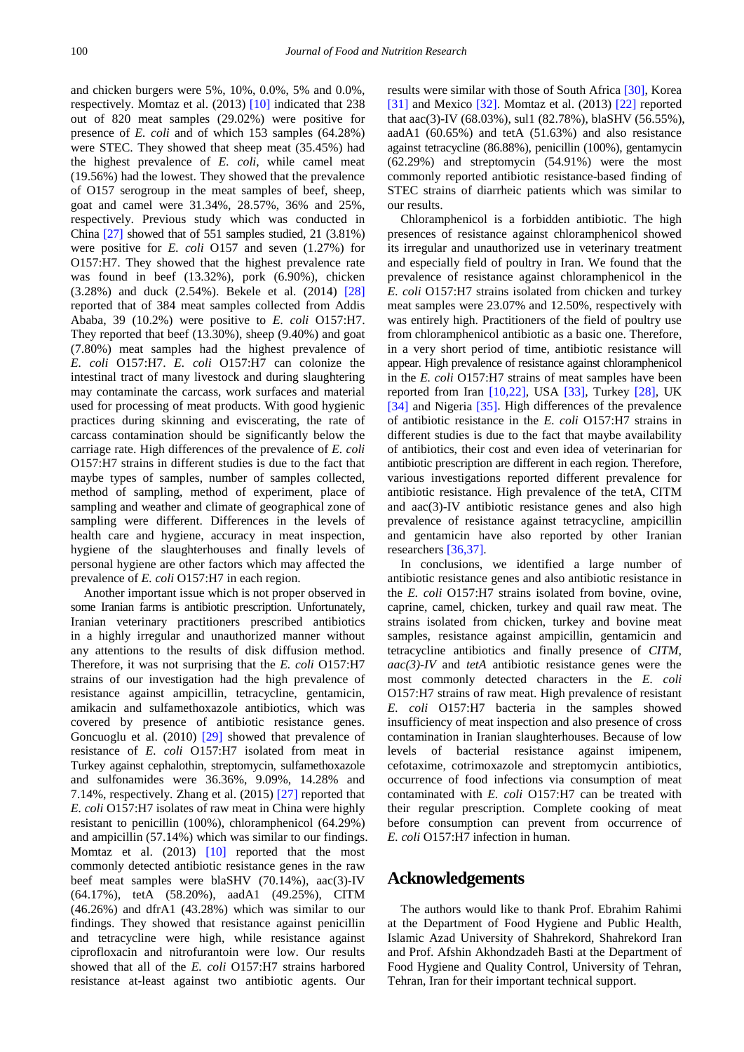and chicken burgers were 5%, 10%, 0.0%, 5% and 0.0%, respectively. Momtaz et al. (2013) [10] indicated that 238 out of 820 meat samples (29.02%) were positive for presence of *E. coli* and of which 153 samples (64.28%) were STEC. They showed that sheep meat (35.45%) had the highest prevalence of *E. coli*, while camel meat (19.56%) had the lowest. They showed that the prevalence of O157 serogroup in the meat samples of beef, sheep, goat and camel were 31.34%, 28.57%, 36% and 25%, respectively. Previous study which was conducted in China [27] showed that of 551 samples studied, 21 (3.81%) were positive for *E. coli* O157 and seven (1.27%) for O157:H7. They showed that the highest prevalence rate was found in beef (13.32%), pork (6.90%), chicken (3.28%) and duck (2.54%). Bekele et al. (2014) [28] reported that of 384 meat samples collected from Addis Ababa, 39 (10.2%) were positive to *E. coli* O157:H7. They reported that beef (13.30%), sheep (9.40%) and goat (7.80%) meat samples had the highest prevalence of *E. coli* O157:H7. *E. coli* O157:H7 can colonize the intestinal tract of many livestock and during slaughtering may contaminate the carcass, work surfaces and material used for processing of meat products. With good hygienic practices during skinning and eviscerating, the rate of carcass contamination should be significantly below the carriage rate. High differences of the prevalence of *E. coli* O157:H7 strains in different studies is due to the fact that maybe types of samples, number of samples collected, method of sampling, method of experiment, place of sampling and weather and climate of geographical zone of sampling were different. Differences in the levels of health care and hygiene, accuracy in meat inspection, hygiene of the slaughterhouses and finally levels of personal hygiene are other factors which may affected the prevalence of *E. coli* O157:H7 in each region.

Another important issue which is not proper observed in some Iranian farms is antibiotic prescription. Unfortunately, Iranian veterinary practitioners prescribed antibiotics in a highly irregular and unauthorized manner without any attentions to the results of disk diffusion method. Therefore, it was not surprising that the *E. coli* O157:H7 strains of our investigation had the high prevalence of resistance against ampicillin, tetracycline, gentamicin, amikacin and sulfamethoxazole antibiotics, which was covered by presence of antibiotic resistance genes. Goncuoglu et al. (2010) [29] showed that prevalence of resistance of *E. coli* O157:H7 isolated from meat in Turkey against cephalothin, streptomycin, sulfamethoxazole and sulfonamides were 36.36%, 9.09%, 14.28% and 7.14%, respectively. Zhang et al. (2015) [27] reported that *E. coli* O157:H7 isolates of raw meat in China were highly resistant to penicillin (100%), chloramphenicol (64.29%) and ampicillin (57.14%) which was similar to our findings. Momtaz et al. (2013) [10] reported that the most commonly detected antibiotic resistance genes in the raw beef meat samples were blaSHV (70.14%), aac(3)-IV (64.17%), tetA (58.20%), aadA1 (49.25%), CITM (46.26%) and dfrA1 (43.28%) which was similar to our findings. They showed that resistance against penicillin and tetracycline were high, while resistance against ciprofloxacin and nitrofurantoin were low. Our results showed that all of the *E. coli* O157:H7 strains harbored resistance at-least against two antibiotic agents. Our results were similar with those of South Africa [30], Korea [31] and Mexico [32]. Momtaz et al. (2013) [22] reported that aac(3)-IV (68.03%), sul1 (82.78%), blaSHV (56.55%), aadA1 (60.65%) and tetA (51.63%) and also resistance against tetracycline (86.88%), penicillin (100%), gentamycin (62.29%) and streptomycin (54.91%) were the most commonly reported antibiotic resistance-based finding of STEC strains of diarrheic patients which was similar to our results.

Chloramphenicol is a forbidden antibiotic. The high presences of resistance against chloramphenicol showed its irregular and unauthorized use in veterinary treatment and especially field of poultry in Iran. We found that the prevalence of resistance against chloramphenicol in the *E. coli* O157:H7 strains isolated from chicken and turkey meat samples were 23.07% and 12.50%, respectively with was entirely high. Practitioners of the field of poultry use from chloramphenicol antibiotic as a basic one. Therefore, in a very short period of time, antibiotic resistance will appear. High prevalence of resistance against chloramphenicol in the *E. coli* O157:H7 strains of meat samples have been reported from Iran [10,22], USA [33], Turkey [28], UK [34] and Nigeria [35]. High differences of the prevalence of antibiotic resistance in the *E. coli* O157:H7 strains in different studies is due to the fact that maybe availability of antibiotics, their cost and even idea of veterinarian for antibiotic prescription are different in each region. Therefore, various investigations reported different prevalence for antibiotic resistance. High prevalence of the tetA, CITM and aac(3)-IV antibiotic resistance genes and also high prevalence of resistance against tetracycline, ampicillin and gentamicin have also reported by other Iranian researchers [36,37].

In conclusions, we identified a large number of antibiotic resistance genes and also antibiotic resistance in the *E. coli* O157:H7 strains isolated from bovine, ovine, caprine, camel, chicken, turkey and quail raw meat. The strains isolated from chicken, turkey and bovine meat samples, resistance against ampicillin, gentamicin and tetracycline antibiotics and finally presence of *CITM*, *aac(3)-IV* and *tetA* antibiotic resistance genes were the most commonly detected characters in the *E. coli* O157:H7 strains of raw meat. High prevalence of resistant *E. coli* O157:H7 bacteria in the samples showed insufficiency of meat inspection and also presence of cross contamination in Iranian slaughterhouses. Because of low levels of bacterial resistance against imipenem, cefotaxime, cotrimoxazole and streptomycin antibiotics, occurrence of food infections via consumption of meat contaminated with *E. coli* O157:H7 can be treated with their regular prescription. Complete cooking of meat before consumption can prevent from occurrence of *E. coli* O157:H7 infection in human.

## Acknowledgements

The authors would like to thank Prof. Ebrahim Rahimi at the Department of Food Hygiene and Public Health, Islamic Azad University of Shahrekord, Shahrekord Iran and Prof. Afshin Akhondzadeh Basti at the Department of Food Hygiene and Quality Control, University of Tehran, Tehran, Iran for their important technical support.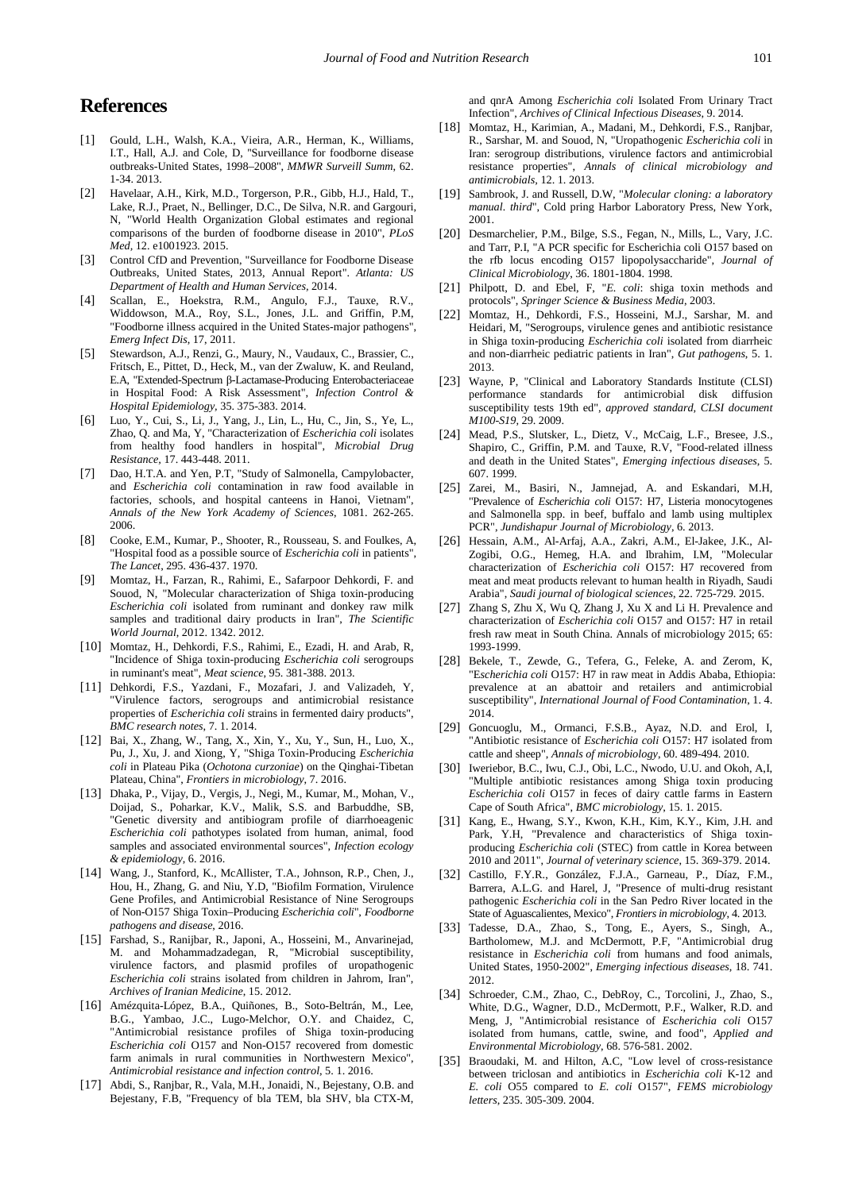# References

[1] Gould, L.H., Walsh, K.A., Vieira, A.R., Herman, K., Williams, I.T., Hall, A.J. and Cole, D, "Surveillance for foodborne disease outbreaks-United States, 1998–2008", *MMWR Surveill Summ*, 62. 1-34. 2013.

[2] Havelaar, A.H., Kirk, M.D., Torgerson, P.R., Gibb, H.J., Hald, T., Lake, R.J., Praet, N., Bellinger, D.C., De Silva, N.R. and Gargouri, N, "World Health Organization Global estimates and regional comparisons of the burden of foodborne disease in 2010", *PLoS Med*, 12. e1001923. 2015.

[3] Control CfD and Prevention, "Surveillance for Foodborne Disease Outbreaks, United States, 2013, Annual Report". *Atlanta: US Department of Health and Human Services*, 2014.

[4] Scallan, E., Hoekstra, R.M., Angulo, F.J., Tauxe, R.V., Widdowson, M.A., Roy, S.L., Jones, J.L. and Griffin, P.M, "Foodborne illness acquired in the United States-major pathogens", *Emerg Infect Dis*, 17, 2011.

[5] Stewardson, A.J., Renzi, G., Maury, N., Vaudaux, C., Brassier, C., Fritsch, E., Pittet, D., Heck, M., van der Zwaluw, K. and Reuland, E.A, "Extended-Spectrum β-Lactamase-Producing Enterobacteriaceae in Hospital Food: A Risk Assessment", *Infection Control & Hospital Epidemiology*, 35. 375-383. 2014.

[6] Luo, Y., Cui, S., Li, J., Yang, J., Lin, L., Hu, C., Jin, S., Ye, L., Zhao, Q. and Ma, Y, "Characterization of *Escherichia coli* isolates from healthy food handlers in hospital", *Microbial Drug Resistance*, 17. 443-448. 2011.

[7] Dao, H.T.A. and Yen, P.T, "Study of Salmonella, Campylobacter, and *Escherichia coli* contamination in raw food available in factories, schools, and hospital canteens in Hanoi, Vietnam", *Annals of the New York Academy of Sciences*, 1081. 262-265. 2006.

[8] Cooke, E.M., Kumar, P., Shooter, R., Rousseau, S. and Foulkes, A, "Hospital food as a possible source of *Escherichia coli* in patients", *The Lancet*, 295. 436-437. 1970.

[9] Momtaz, H., Farzan, R., Rahimi, E., Safarpoor Dehkordi, F. and Souod, N, "Molecular characterization of Shiga toxin-producing *Escherichia coli* isolated from ruminant and donkey raw milk samples and traditional dairy products in Iran", *The Scientific World Journal*, 2012. 1342. 2012.

[10] Momtaz, H., Dehkordi, F.S., Rahimi, E., Ezadi, H. and Arab, R, "Incidence of Shiga toxin-producing *Escherichia coli* serogroups in ruminant's meat", *Meat science*, 95. 381-388. 2013.

[11] Dehkordi, F.S., Yazdani, F., Mozafari, J. and Valizadeh, Y, "Virulence factors, serogroups and antimicrobial resistance properties of *Escherichia coli* strains in fermented dairy products", *BMC research notes*, 7. 1. 2014.

[12] Bai, X., Zhang, W., Tang, X., Xin, Y., Xu, Y., Sun, H., Luo, X., Pu, J., Xu, J. and Xiong, Y, "Shiga Toxin-Producing *Escherichia coli* in Plateau Pika (*Ochotona curzoniae*) on the Qinghai-Tibetan Plateau, China", *Frontiers in microbiology*, 7. 2016.

[13] Dhaka, P., Vijay, D., Vergis, J., Negi, M., Kumar, M., Mohan, V., Doijad, S., Poharkar, K.V., Malik, S.S. and Barbuddhe, SB, "Genetic diversity and antibiogram profile of diarrhoeagenic *Escherichia coli* pathotypes isolated from human, animal, food samples and associated environmental sources", *Infection ecology & epidemiology*, 6. 2016.

[14] Wang, J., Stanford, K., McAllister, T.A., Johnson, R.P., Chen, J., Hou, H., Zhang, G. and Niu, Y.D, "Biofilm Formation, Virulence Gene Profiles, and Antimicrobial Resistance of Nine Serogroups of Non-O157 Shiga Toxin–Producing *Escherichia coli*", *Foodborne pathogens and disease*, 2016.

[15] Farshad, S., Ranijbar, R., Japoni, A., Hosseini, M., Anvarinejad, M. and Mohammadzadegan, R, "Microbial susceptibility, virulence factors, and plasmid profiles of uropathogenic *Escherichia coli* strains isolated from children in Jahrom, Iran", *Archives of Iranian Medicine*, 15. 2012.

[16] Amézquita-López, B.A., Quiñones, B., Soto-Beltrán, M., Lee, B.G., Yambao, J.C., Lugo-Melchor, O.Y. and Chaidez, C, "Antimicrobial resistance profiles of Shiga toxin-producing *Escherichia coli* O157 and Non-O157 recovered from domestic farm animals in rural communities in Northwestern Mexico", *Antimicrobial resistance and infection control*, 5. 1. 2016.

[17] Abdi, S., Ranjbar, R., Vala, M.H., Jonaidi, N., Bejestany, O.B. and Bejestany, F.B, "Frequency of bla TEM, bla SHV, bla CTX-M, and qnrA Among *Escherichia coli* Isolated From Urinary Tract Infection", *Archives of Clinical Infectious Diseases*, 9. 2014.

[18] Momtaz, H., Karimian, A., Madani, M., Dehkordi, F.S., Ranjbar, R., Sarshar, M. and Souod, N, "Uropathogenic *Escherichia coli* in Iran: serogroup distributions, virulence factors and antimicrobial resistance properties", *Annals of clinical microbiology and antimicrobials*, 12. 1. 2013.

[19] Sambrook, J. and Russell, D.W, "*Molecular cloning: a laboratory manual. third*", Cold pring Harbor Laboratory Press, New York, 2001.

[20] Desmarchelier, P.M., Bilge, S.S., Fegan, N., Mills, L., Vary, J.C. and Tarr, P.I, "A PCR specific for Escherichia coli O157 based on the rfb locus encoding O157 lipopolysaccharide", *Journal of Clinical Microbiology*, 36. 1801-1804. 1998.

[21] Philpott, D. and Ebel, F, "*E. coli*: shiga toxin methods and protocols", *Springer Science & Business Media*, 2003.

[22] Momtaz, H., Dehkordi, F.S., Hosseini, M.J., Sarshar, M. and Heidari, M, "Serogroups, virulence genes and antibiotic resistance in Shiga toxin-producing *Escherichia coli* isolated from diarrheic and non-diarrheic pediatric patients in Iran", *Gut pathogens*, 5. 1. 2013.

[23] Wayne, P, "Clinical and Laboratory Standards Institute (CLSI) performance standards for antimicrobial disk diffusion susceptibility tests 19th ed", *approved standard, CLSI document M100-S19*, 29. 2009.

[24] Mead, P.S., Slutsker, L., Dietz, V., McCaig, L.F., Bresee, J.S., Shapiro, C., Griffin, P.M. and Tauxe, R.V, "Food-related illness and death in the United States", *Emerging infectious diseases*, 5. 607. 1999.

[25] Zarei, M., Basiri, N., Jamnejad, A. and Eskandari, M.H, "Prevalence of *Escherichia coli* O157: H7, Listeria monocytogenes and Salmonella spp. in beef, buffalo and lamb using multiplex PCR", *Jundishapur Journal of Microbiology*, 6. 2013.

[26] Hessain, A.M., Al-Arfaj, A.A., Zakri, A.M., El-Jakee, J.K., Al-Zogibi, O.G., Hemeg, H.A. and Ibrahim, I.M, "Molecular characterization of *Escherichia coli* O157: H7 recovered from meat and meat products relevant to human health in Riyadh, Saudi Arabia", *Saudi journal of biological sciences*, 22. 725-729. 2015.

[27] Zhang S, Zhu X, Wu Q, Zhang J, Xu X and Li H. Prevalence and characterization of *Escherichia coli* O157 and O157: H7 in retail fresh raw meat in South China. Annals of microbiology 2015; 65: 1993-1999.

[28] Bekele, T., Zewde, G., Tefera, G., Feleke, A. and Zerom, K, "E*scherichia coli* O157: H7 in raw meat in Addis Ababa, Ethiopia: prevalence at an abattoir and retailers and antimicrobial susceptibility", *International Journal of Food Contamination*, 1. 4. 2014.

[29] Goncuoglu, M., Ormanci, F.S.B., Ayaz, N.D. and Erol, I, "Antibiotic resistance of *Escherichia coli* O157: H7 isolated from cattle and sheep", *Annals of microbiology*, 60. 489-494. 2010.

[30] Iweriebor, B.C., Iwu, C.J., Obi, L.C., Nwodo, U.U. and Okoh, A,I, "Multiple antibiotic resistances among Shiga toxin producing *Escherichia coli* O157 in feces of dairy cattle farms in Eastern Cape of South Africa", *BMC microbiology*, 15. 1. 2015.

[31] Kang, E., Hwang, S.Y., Kwon, K.H., Kim, K.Y., Kim, J.H. and Park, Y.H, "Prevalence and characteristics of Shiga toxin-producing *Escherichia coli* (STEC) from cattle in Korea between 2010 and 2011", *Journal of veterinary science*, 15. 369-379. 2014.

[32] Castillo, F.Y.R., González, F.J.A., Garneau, P., Díaz, F.M., Barrera, A.L.G. and Harel, J, "Presence of multi-drug resistant pathogenic *Escherichia coli* in the San Pedro River located in the State of Aguascalientes, Mexico", *Frontiers in microbiology*, 4. 2013.

[33] Tadesse, D.A., Zhao, S., Tong, E., Ayers, S., Singh, A., Bartholomew, M.J. and McDermott, P.F, "Antimicrobial drug resistance in *Escherichia coli* from humans and food animals, United States, 1950-2002", *Emerging infectious diseases*, 18. 741. 2012.

[34] Schroeder, C.M., Zhao, C., DebRoy, C., Torcolini, J., Zhao, S., White, D.G., Wagner, D.D., McDermott, P.F., Walker, R.D. and Meng, J, "Antimicrobial resistance of *Escherichia coli* O157 isolated from humans, cattle, swine, and food", *Applied and Environmental Microbiology*, 68. 576-581. 2002.

[35] Braoudaki, M. and Hilton, A.C, "Low level of cross-resistance between triclosan and antibiotics in *Escherichia coli* K-12 and *E. coli* O55 compared to *E. coli* O157", *FEMS microbiology letters*, 235. 305-309. 2004.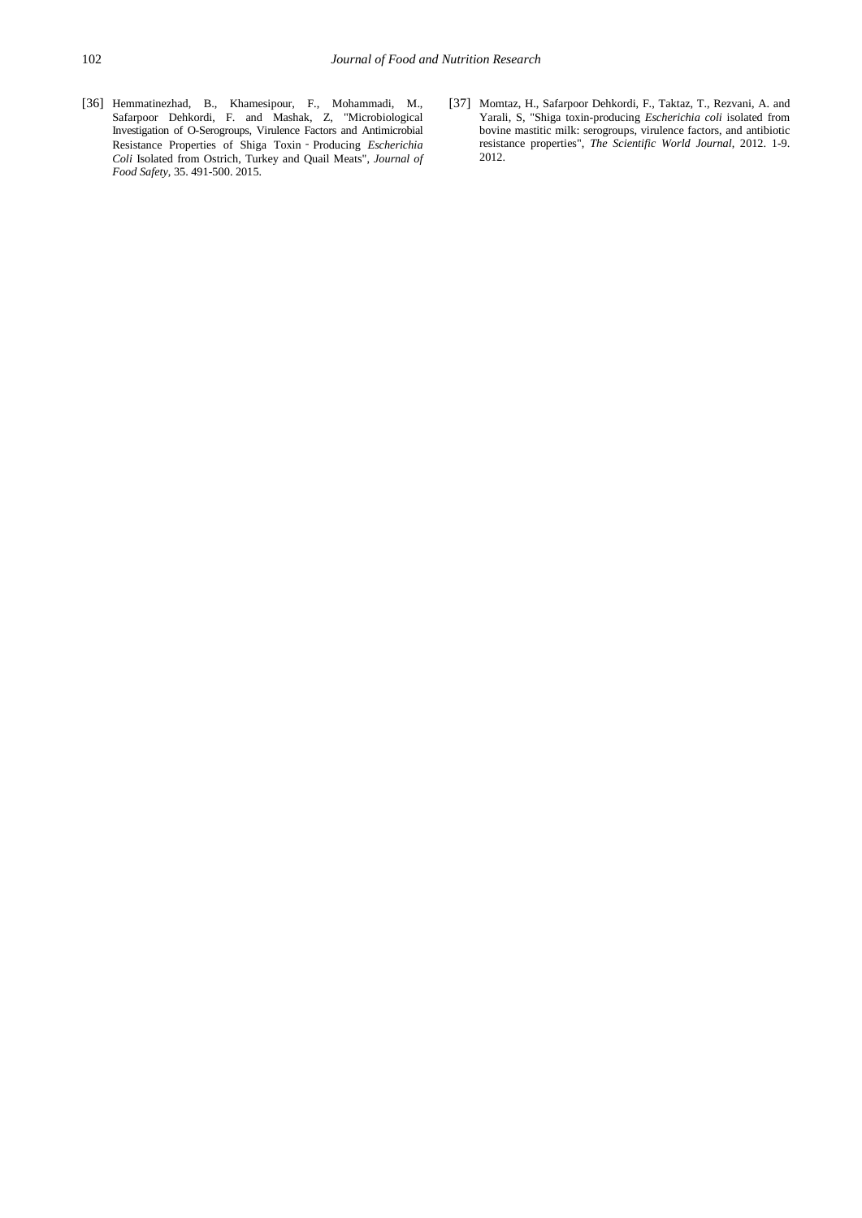[36] Hemmatinezhad, B., Khamesipour, F., Mohammadi, M., Safarpoor Dehkordi, F. and Mashak, Z, "Microbiological Investigation of O-Serogroups, Virulence Factors and Antimicrobial Resistance Properties of Shiga Toxin‐Producing *Escherichia Coli* Isolated from Ostrich, Turkey and Quail Meats", *Journal of Food Safety*, 35. 491-500. 2015.

[37] Momtaz, H., Safarpoor Dehkordi, F., Taktaz, T., Rezvani, A. and Yarali, S, "Shiga toxin-producing *Escherichia coli* isolated from bovine mastitic milk: serogroups, virulence factors, and antibiotic resistance properties", *The Scientific World Journal*, 2012. 1-9. 2012.